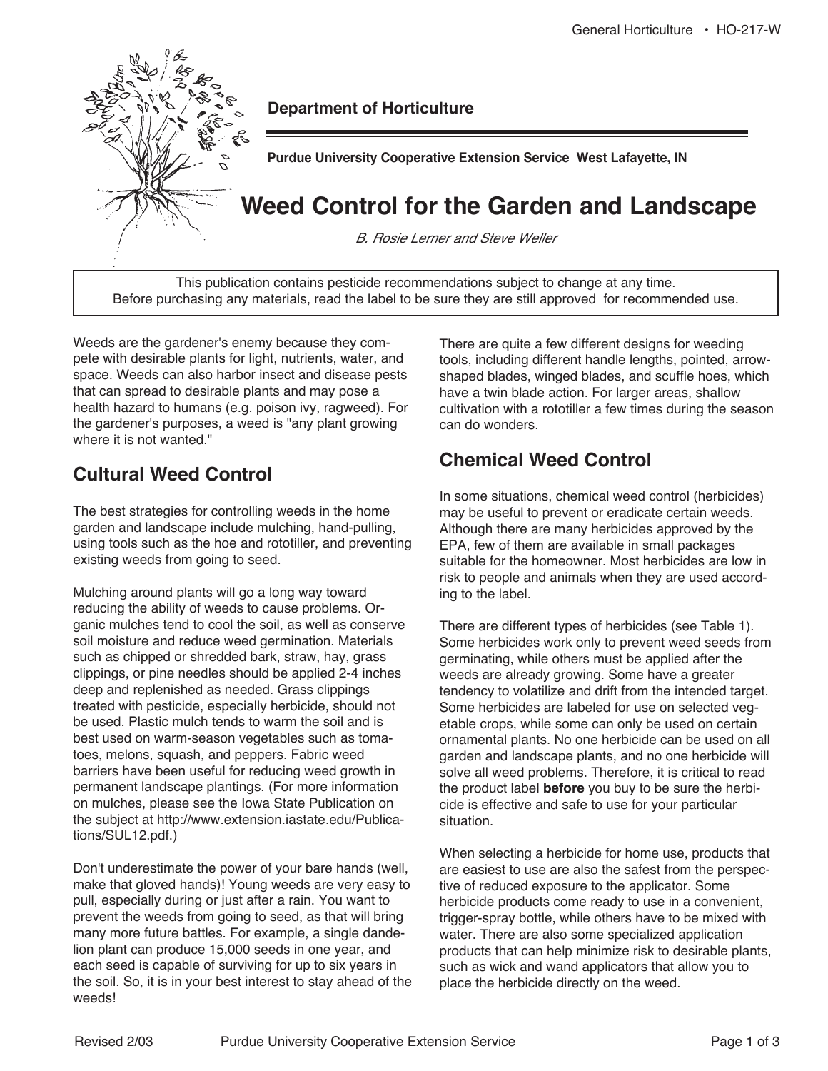Department of Horticulture

Purdue University Cooperative Extension Service West Lafayette, IN

# Weed Control for the Garden and Landscape

*B. Rosie Lerner and Steve Weller*

This publication contains pesticide recommendations subject to change at any time.
Before purchasing any materials, read the label to be sure they are still approved for recommended use.

Weeds are the gardener's enemy because they compete with desirable plants for light, nutrients, water, and space. Weeds can also harbor insect and disease pests that can spread to desirable plants and may pose a health hazard to humans (e.g. poison ivy, ragweed). For the gardener's purposes, a weed is "any plant growing where it is not wanted."

## Cultural Weed Control

The best strategies for controlling weeds in the home garden and landscape include mulching, hand-pulling, using tools such as the hoe and rototiller, and preventing existing weeds from going to seed.

Mulching around plants will go a long way toward reducing the ability of weeds to cause problems. Organic mulches tend to cool the soil, as well as conserve soil moisture and reduce weed germination. Materials such as chipped or shredded bark, straw, hay, grass clippings, or pine needles should be applied 2-4 inches deep and replenished as needed. Grass clippings treated with pesticide, especially herbicide, should not be used. Plastic mulch tends to warm the soil and is best used on warm-season vegetables such as tomatoes, melons, squash, and peppers. Fabric weed barriers have been useful for reducing weed growth in permanent landscape plantings. (For more information on mulches, please see the Iowa State Publication on the subject at http://www.extension.iastate.edu/Publications/SUL12.pdf.)

Don't underestimate the power of your bare hands (well, make that gloved hands)! Young weeds are very easy to pull, especially during or just after a rain. You want to prevent the weeds from going to seed, as that will bring many more future battles. For example, a single dandelion plant can produce 15,000 seeds in one year, and each seed is capable of surviving for up to six years in the soil. So, it is in your best interest to stay ahead of the weeds!

There are quite a few different designs for weeding tools, including different handle lengths, pointed, arrow-shaped blades, winged blades, and scuffle hoes, which have a twin blade action. For larger areas, shallow cultivation with a rototiller a few times during the season can do wonders.

## Chemical Weed Control

In some situations, chemical weed control (herbicides) may be useful to prevent or eradicate certain weeds. Although there are many herbicides approved by the EPA, few of them are available in small packages suitable for the homeowner. Most herbicides are low in risk to people and animals when they are used according to the label.

There are different types of herbicides (see Table 1). Some herbicides work only to prevent weed seeds from germinating, while others must be applied after the weeds are already growing. Some have a greater tendency to volatilize and drift from the intended target. Some herbicides are labeled for use on selected vegetable crops, while some can only be used on certain ornamental plants. No one herbicide can be used on all garden and landscape plants, and no one herbicide will solve all weed problems. Therefore, it is critical to read the product label **before** you buy to be sure the herbicide is effective and safe to use for your particular situation.

When selecting a herbicide for home use, products that are easiest to use are also the safest from the perspective of reduced exposure to the applicator. Some herbicide products come ready to use in a convenient, trigger-spray bottle, while others have to be mixed with water. There are also some specialized application products that can help minimize risk to desirable plants, such as wick and wand applicators that allow you to place the herbicide directly on the weed.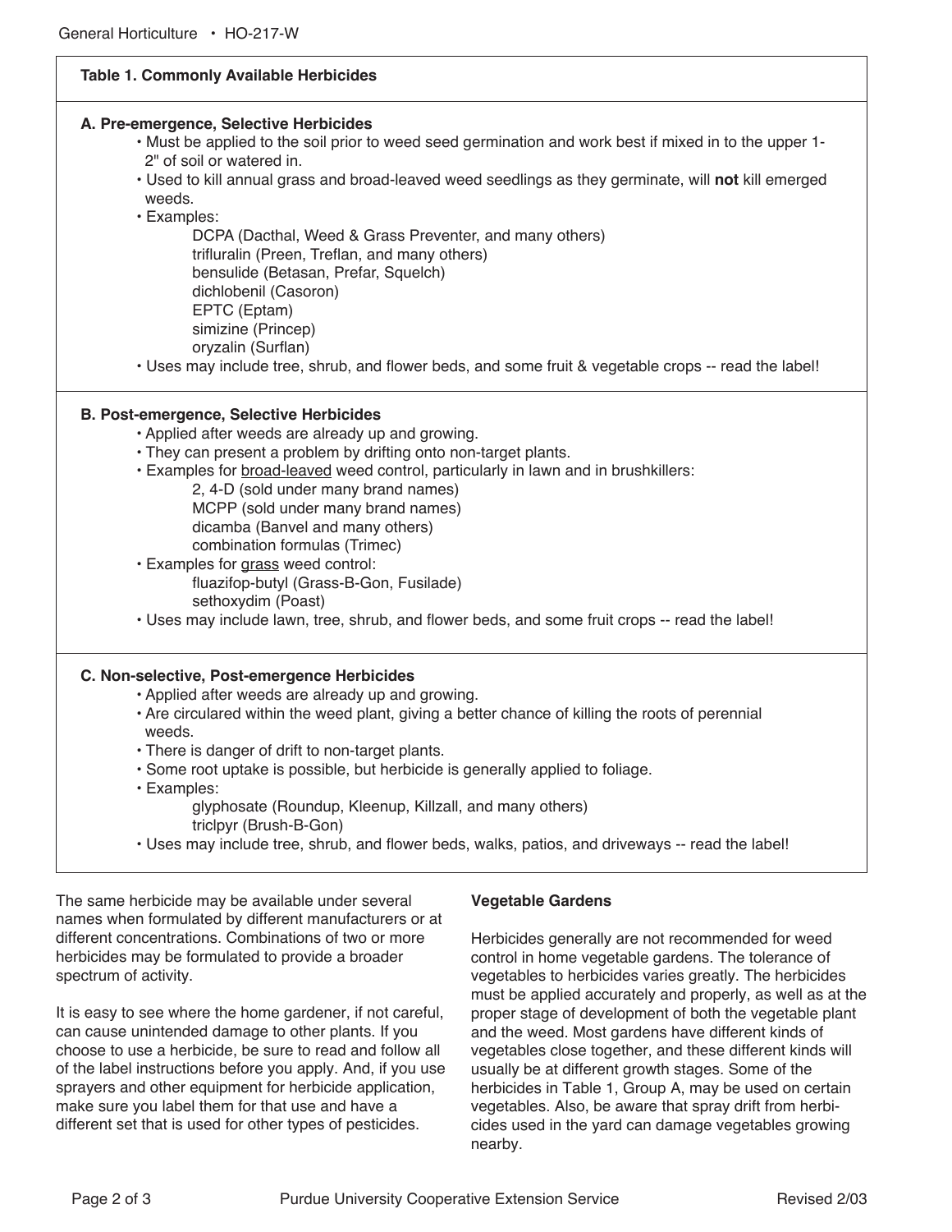**Table 1. Commonly Available Herbicides**

**A. Pre-emergence, Selective Herbicides**

- Must be applied to the soil prior to weed seed germination and work best if mixed in to the upper 1-2" of soil or watered in.
- Used to kill annual grass and broad-leaved weed seedlings as they germinate, will **not** kill emerged weeds.
- Examples:
  - DCPA (Dacthal, Weed & Grass Preventer, and many others)
  - trifluralin (Preen, Treflan, and many others)
  - bensulide (Betasan, Prefar, Squelch)
  - dichlobenil (Casoron)
  - EPTC (Eptam)
  - simizine (Princep)
  - oryzalin (Surflan)
- Uses may include tree, shrub, and flower beds, and some fruit & vegetable crops -- read the label!

**B. Post-emergence, Selective Herbicides**

- Applied after weeds are already up and growing.
- They can present a problem by drifting onto non-target plants.
- Examples for <u>broad-leaved</u> weed control, particularly in lawn and in brushkillers:
  - 2, 4-D (sold under many brand names)
  - MCPP (sold under many brand names)
  - dicamba (Banvel and many others)
  - combination formulas (Trimec)
- Examples for <u>grass</u> weed control:
  - fluazifop-butyl (Grass-B-Gon, Fusilade)
  - sethoxydim (Poast)
- Uses may include lawn, tree, shrub, and flower beds, and some fruit crops -- read the label!

**C. Non-selective, Post-emergence Herbicides**

- Applied after weeds are already up and growing.
- Are circulared within the weed plant, giving a better chance of killing the roots of perennial weeds.
- There is danger of drift to non-target plants.
- Some root uptake is possible, but herbicide is generally applied to foliage.
- Examples:
  - glyphosate (Roundup, Kleenup, Killzall, and many others)
  - triclpyr (Brush-B-Gon)
- Uses may include tree, shrub, and flower beds, walks, patios, and driveways -- read the label!

The same herbicide may be available under several names when formulated by different manufacturers or at different concentrations. Combinations of two or more herbicides may be formulated to provide a broader spectrum of activity.

It is easy to see where the home gardener, if not careful, can cause unintended damage to other plants. If you choose to use a herbicide, be sure to read and follow all of the label instructions before you apply. And, if you use sprayers and other equipment for herbicide application, make sure you label them for that use and have a different set that is used for other types of pesticides.

**Vegetable Gardens**

Herbicides generally are not recommended for weed control in home vegetable gardens. The tolerance of vegetables to herbicides varies greatly. The herbicides must be applied accurately and properly, as well as at the proper stage of development of both the vegetable plant and the weed. Most gardens have different kinds of vegetables close together, and these different kinds will usually be at different growth stages. Some of the herbicides in Table 1, Group A, may be used on certain vegetables. Also, be aware that spray drift from herbicides used in the yard can damage vegetables growing nearby.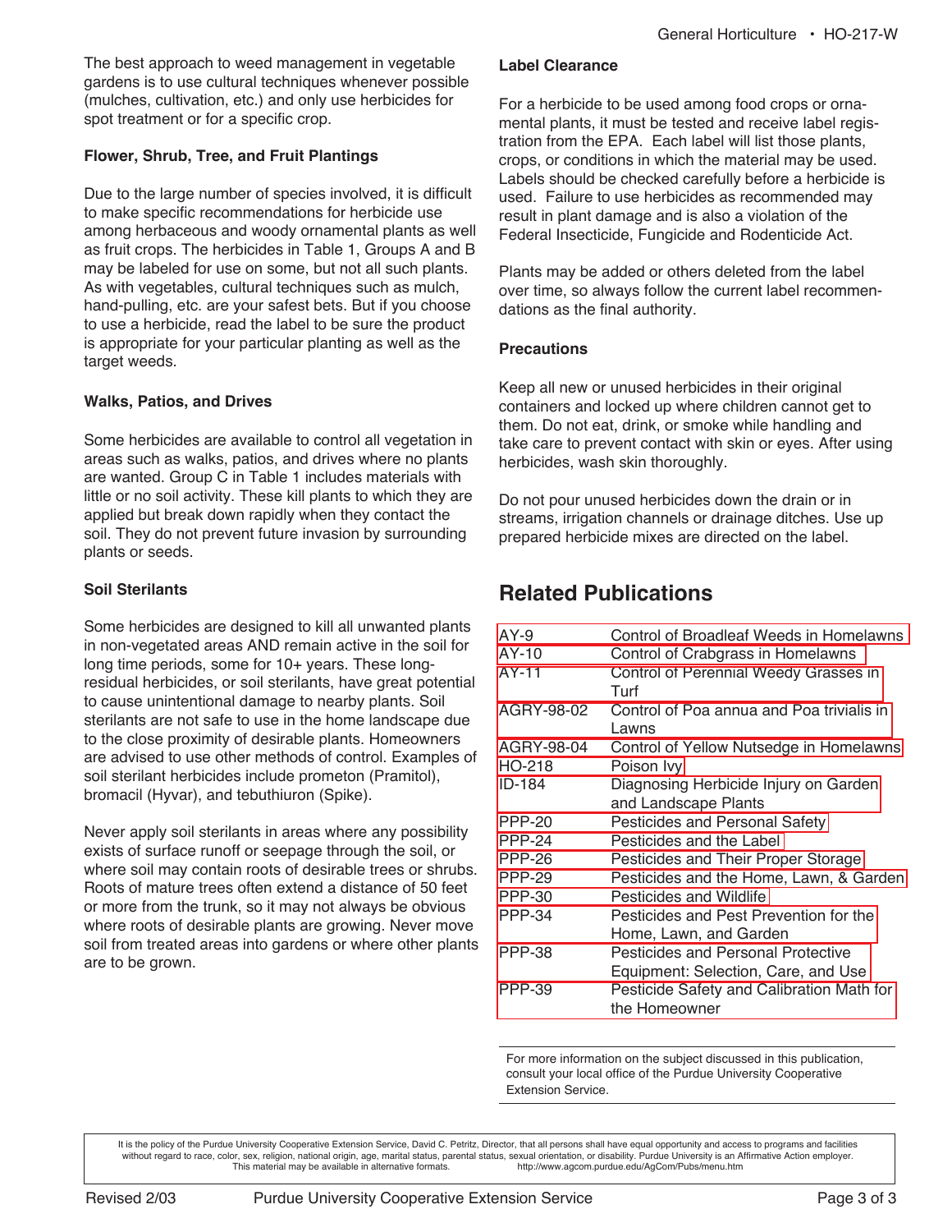The best approach to weed management in vegetable gardens is to use cultural techniques whenever possible (mulches, cultivation, etc.) and only use herbicides for spot treatment or for a specific crop.

**Flower, Shrub, Tree, and Fruit Plantings**

Due to the large number of species involved, it is difficult to make specific recommendations for herbicide use among herbaceous and woody ornamental plants as well as fruit crops. The herbicides in Table 1, Groups A and B may be labeled for use on some, but not all such plants. As with vegetables, cultural techniques such as mulch, hand-pulling, etc. are your safest bets. But if you choose to use a herbicide, read the label to be sure the product is appropriate for your particular planting as well as the target weeds.

**Walks, Patios, and Drives**

Some herbicides are available to control all vegetation in areas such as walks, patios, and drives where no plants are wanted. Group C in Table 1 includes materials with little or no soil activity. These kill plants to which they are applied but break down rapidly when they contact the soil. They do not prevent future invasion by surrounding plants or seeds.

**Soil Sterilants**

Some herbicides are designed to kill all unwanted plants in non-vegetated areas AND remain active in the soil for long time periods, some for 10+ years. These long-residual herbicides, or soil sterilants, have great potential to cause unintentional damage to nearby plants. Soil sterilants are not safe to use in the home landscape due to the close proximity of desirable plants. Homeowners are advised to use other methods of control. Examples of soil sterilant herbicides include prometon (Pramitol), bromacil (Hyvar), and tebuthiuron (Spike).

Never apply soil sterilants in areas where any possibility exists of surface runoff or seepage through the soil, or where soil may contain roots of desirable trees or shrubs. Roots of mature trees often extend a distance of 50 feet or more from the trunk, so it may not always be obvious where roots of desirable plants are growing. Never move soil from treated areas into gardens or where other plants are to be grown.

**Label Clearance**

For a herbicide to be used among food crops or ornamental plants, it must be tested and receive label registration from the EPA. Each label will list those plants, crops, or conditions in which the material may be used. Labels should be checked carefully before a herbicide is used. Failure to use herbicides as recommended may result in plant damage and is also a violation of the Federal Insecticide, Fungicide and Rodenticide Act.

Plants may be added or others deleted from the label over time, so always follow the current label recommendations as the final authority.

**Precautions**

Keep all new or unused herbicides in their original containers and locked up where children cannot get to them. Do not eat, drink, or smoke while handling and take care to prevent contact with skin or eyes. After using herbicides, wash skin thoroughly.

Do not pour unused herbicides down the drain or in streams, irrigation channels or drainage ditches. Use up prepared herbicide mixes are directed on the label.

## Related Publications

| | |
|---|---|
| AY-9 | Control of Broadleaf Weeds in Homelawns |
| AY-10 | Control of Crabgrass in Homelawns |
| AY-11 | Control of Perennial Weedy Grasses in Turf |
| AGRY-98-02 | Control of Poa annua and Poa trivialis in Lawns |
| AGRY-98-04 | Control of Yellow Nutsedge in Homelawns |
| HO-218 | Poison Ivy |
| ID-184 | Diagnosing Herbicide Injury on Garden and Landscape Plants |
| PPP-20 | Pesticides and Personal Safety |
| PPP-24 | Pesticides and the Label |
| PPP-26 | Pesticides and Their Proper Storage |
| PPP-29 | Pesticides and the Home, Lawn, & Garden |
| PPP-30 | Pesticides and Wildlife |
| PPP-34 | Pesticides and Pest Prevention for the Home, Lawn, and Garden |
| PPP-38 | Pesticides and Personal Protective Equipment: Selection, Care, and Use |
| PPP-39 | Pesticide Safety and Calibration Math for the Homeowner |

For more information on the subject discussed in this publication, consult your local office of the Purdue University Cooperative Extension Service.

It is the policy of the Purdue University Cooperative Extension Service, David C. Petritz, Director, that all persons shall have equal opportunity and access to programs and facilities without regard to race, color, sex, religion, national origin, age, marital status, parental status, sexual orientation, or disability. Purdue University is an Affirmative Action employer. This material may be available in alternative formats. http://www.agcom.purdue.edu/AgCom/Pubs/menu.htm

Revised 2/03 Purdue University Cooperative Extension Service